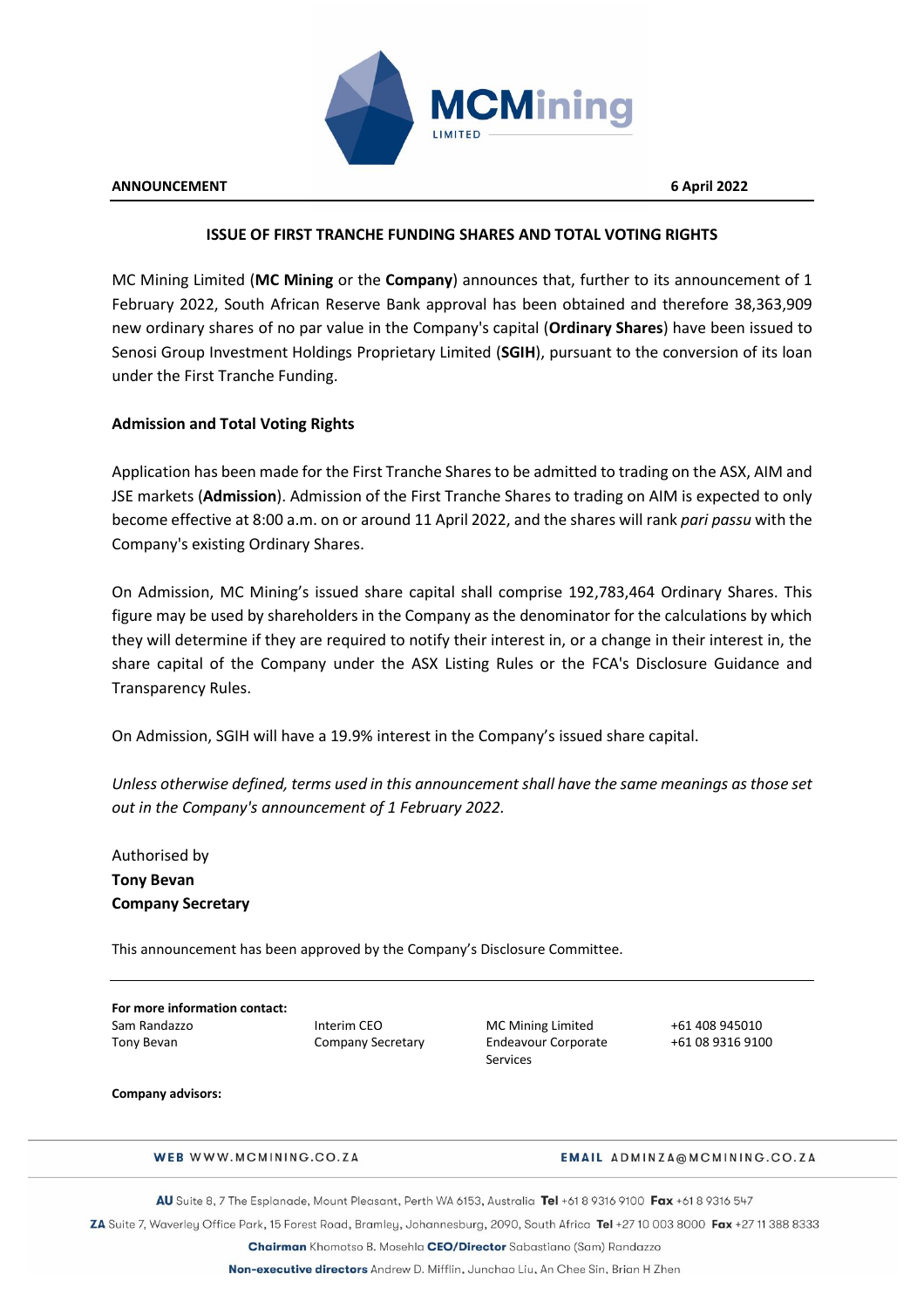**ANNOUNCEMENT** **6 April 2022**

## ISSUE OF FIRST TRANCHE FUNDING SHARES AND TOTAL VOTING RIGHTS

MC Mining Limited (**MC Mining** or the **Company**) announces that, further to its announcement of 1 February 2022, South African Reserve Bank approval has been obtained and therefore 38,363,909 new ordinary shares of no par value in the Company's capital (**Ordinary Shares**) have been issued to Senosi Group Investment Holdings Proprietary Limited (**SGIH**), pursuant to the conversion of its loan under the First Tranche Funding.

### Admission and Total Voting Rights

Application has been made for the First Tranche Shares to be admitted to trading on the ASX, AIM and JSE markets (**Admission**). Admission of the First Tranche Shares to trading on AIM is expected to only become effective at 8:00 a.m. on or around 11 April 2022, and the shares will rank *pari passu* with the Company's existing Ordinary Shares.

On Admission, MC Mining's issued share capital shall comprise 192,783,464 Ordinary Shares. This figure may be used by shareholders in the Company as the denominator for the calculations by which they will determine if they are required to notify their interest in, or a change in their interest in, the share capital of the Company under the ASX Listing Rules or the FCA's Disclosure Guidance and Transparency Rules.

On Admission, SGIH will have a 19.9% interest in the Company's issued share capital.

*Unless otherwise defined, terms used in this announcement shall have the same meanings as those set out in the Company's announcement of 1 February 2022.*

Authorised by
**Tony Bevan**
**Company Secretary**

This announcement has been approved by the Company's Disclosure Committee.

**For more information contact:**

| | | | |
|---|---|---|---|
| Sam Randazzo | Interim CEO | MC Mining Limited | +61 408 945010 |
| Tony Bevan | Company Secretary | Endeavour Corporate Services | +61 08 9316 9100 |

**Company advisors:**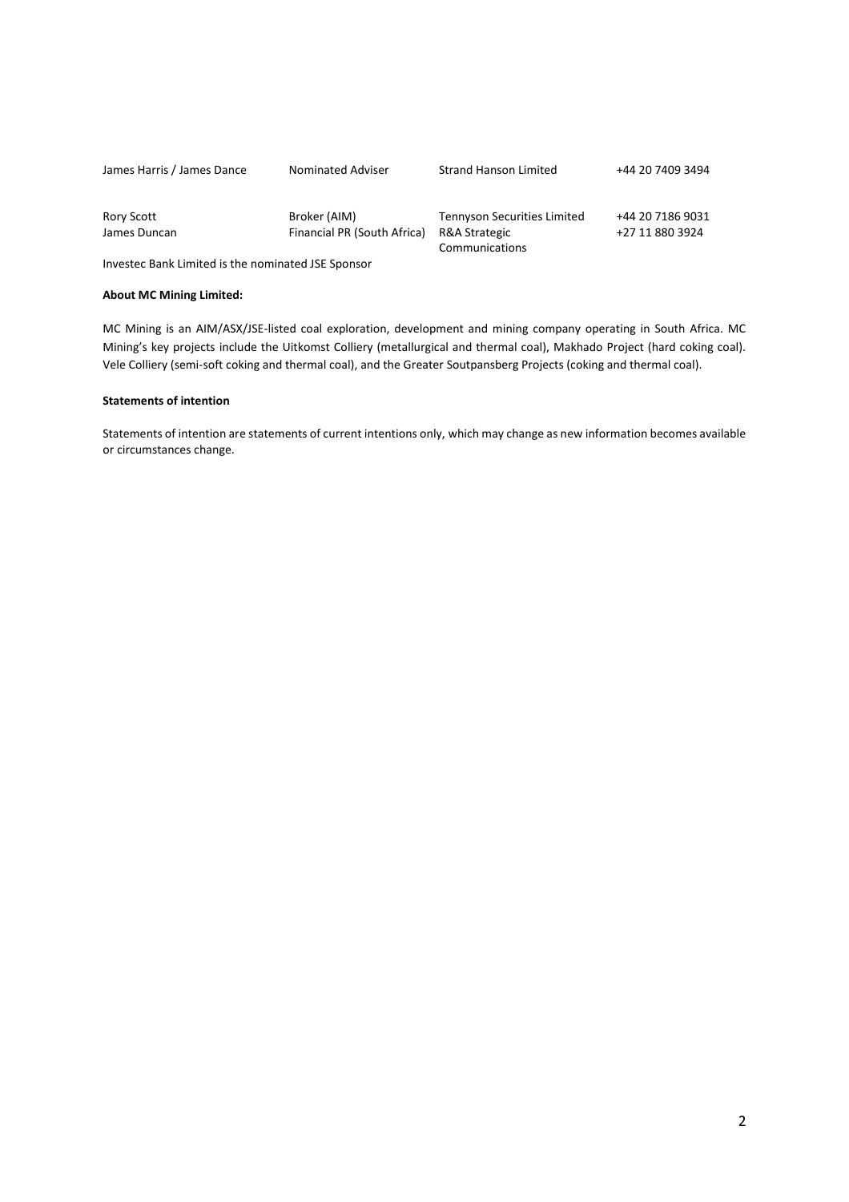| | | | |
|---|---|---|---|
| James Harris / James Dance | Nominated Adviser | Strand Hanson Limited | +44 20 7409 3494 |
| Rory Scott | Broker (AIM) | Tennyson Securities Limited | +44 20 7186 9031 |
| James Duncan | Financial PR (South Africa) | R&A Strategic Communications | +27 11 880 3924 |

Investec Bank Limited is the nominated JSE Sponsor

**About MC Mining Limited:**

MC Mining is an AIM/ASX/JSE-listed coal exploration, development and mining company operating in South Africa. MC Mining's key projects include the Uitkomst Colliery (metallurgical and thermal coal), Makhado Project (hard coking coal). Vele Colliery (semi-soft coking and thermal coal), and the Greater Soutpansberg Projects (coking and thermal coal).

**Statements of intention**

Statements of intention are statements of current intentions only, which may change as new information becomes available or circumstances change.